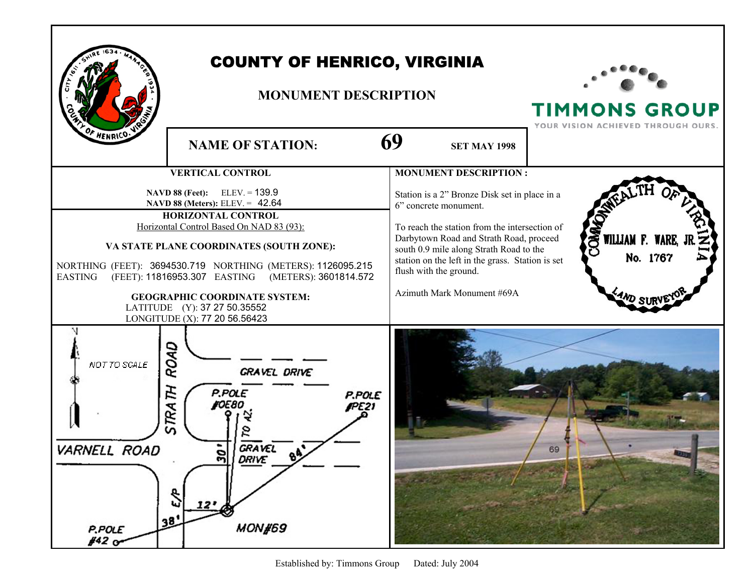# COUNTY OF HENRICO, VIRGINIA

## MONUMENT DESCRIPTION

TIMMONS GROUP
YOUR VISION ACHIEVED THROUGH OURS.

**NAME OF STATION:** **69** **SET MAY 1998**

### VERTICAL CONTROL

**NAVD 88 (Feet):** ELEV. = 139.9
**NAVD 88 (Meters):** ELEV. = 42.64

### HORIZONTAL CONTROL

Horizontal Control Based On NAD 83 (93):

**VA STATE PLANE COORDINATES (SOUTH ZONE):**

NORTHING (FEET): 3694530.719 NORTHING (METERS): 1126095.215
EASTING (FEET): 11816953.307 EASTING (METERS): 3601814.572

**GEOGRAPHIC COORDINATE SYSTEM:**

LATITUDE (Y): 37 27 50.35552
LONGITUDE (X): 77 20 56.56423

### MONUMENT DESCRIPTION :

Station is a 2" Bronze Disk set in place in a 6" concrete monument.

To reach the station from the intersection of Darbytown Road and Strath Road, proceed south 0.9 mile along Strath Road to the station on the left in the grass. Station is set flush with the ground.

Azimuth Mark Monument #69A

COMMONWEALTH OF VIRGINIA
WILLIAM F. WARE, JR.
No. 1767
LAND SURVEYOR

N
NOT TO SCALE
STRATH ROAD
GRAVEL DRIVE
P.POLE #OE80
P.POLE #PE21
TO AZ.
VARNELL ROAD
30'
GRAVEL DRIVE
84'
E/P
12'
38'
P.POLE #42
MON#69

Established by: Timmons Group Dated: July 2004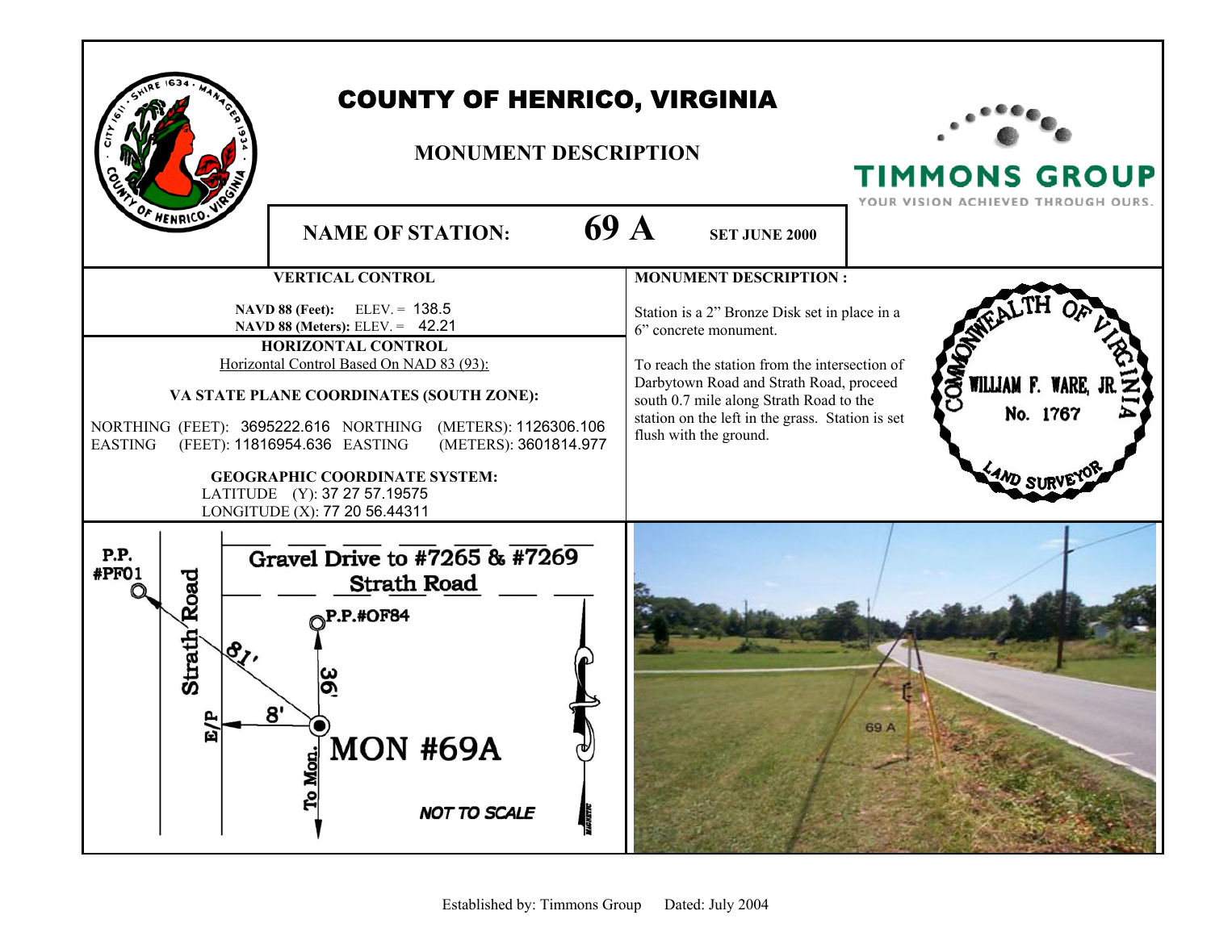# COUNTY OF HENRICO, VIRGINIA

## MONUMENT DESCRIPTION

TIMMONS GROUP
YOUR VISION ACHIEVED THROUGH OURS.

**NAME OF STATION:** **69 A** **SET JUNE 2000**

### VERTICAL CONTROL

**NAVD 88 (Feet):** ELEV. = 138.5
**NAVD 88 (Meters):** ELEV. = 42.21

### HORIZONTAL CONTROL

Horizontal Control Based On NAD 83 (93):

**VA STATE PLANE COORDINATES (SOUTH ZONE):**

NORTHING (FEET): 3695222.616 NORTHING (METERS): 1126306.106
EASTING (FEET): 11816954.636 EASTING (METERS): 3601814.977

**GEOGRAPHIC COORDINATE SYSTEM:**
LATITUDE (Y): 37 27 57.19575
LONGITUDE (X): 77 20 56.44311

### MONUMENT DESCRIPTION :

Station is a 2" Bronze Disk set in place in a 6" concrete monument.

To reach the station from the intersection of Darbytown Road and Strath Road, proceed south 0.7 mile along Strath Road to the station on the left in the grass. Station is set flush with the ground.

COMMONWEALTH OF VIRGINIA
WILLIAM F. WARE, JR.
No. 1767
LAND SURVEYOR

P.P. #PF01
Gravel Drive to #7265 & #7269
Strath Road
P.P.#OF84
Strath Road
81'
36'
8'
E/P
MON #69A
To Mon.
NOT TO SCALE

69 A

Established by: Timmons Group Dated: July 2004